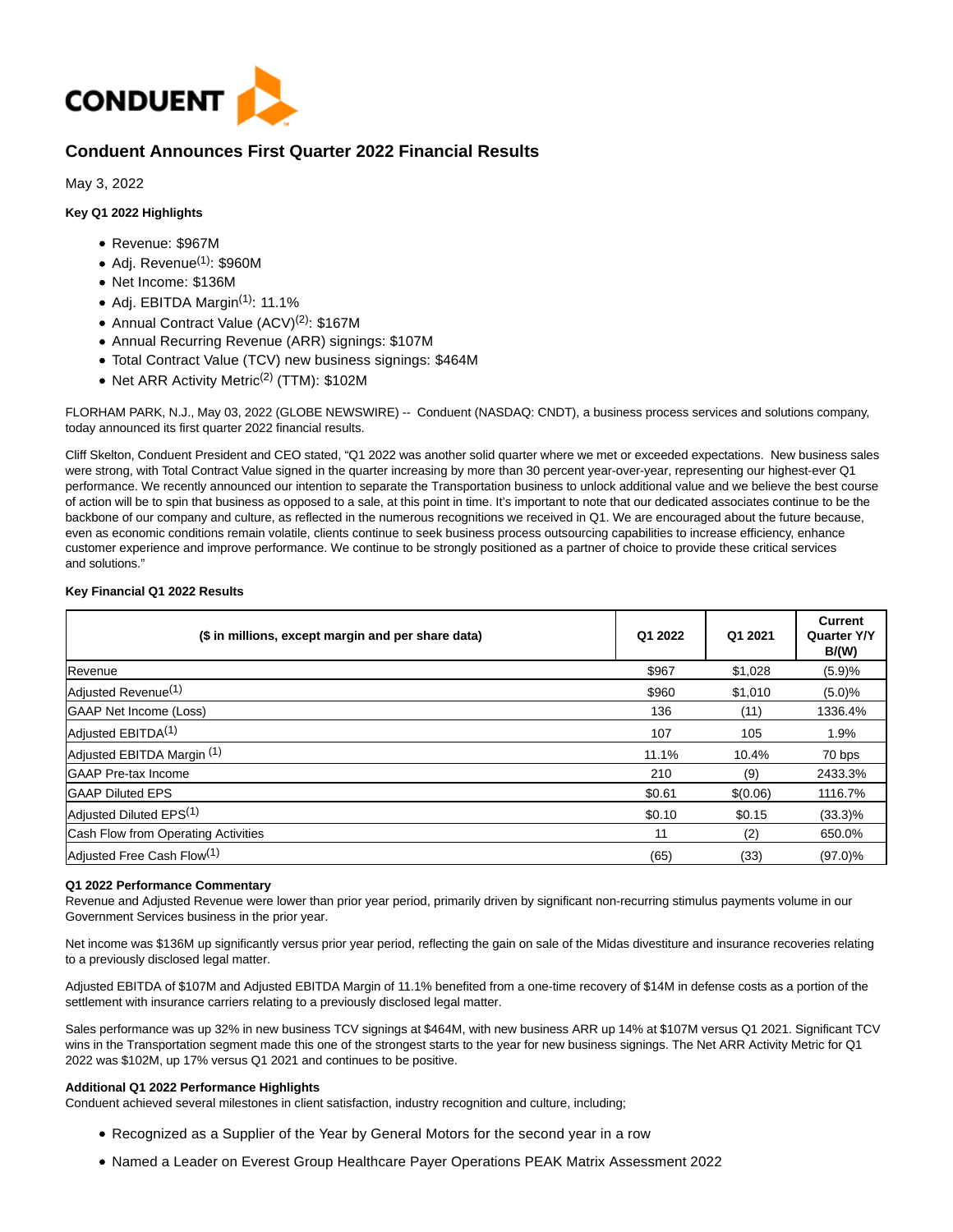CONDUENT

# Conduent Announces First Quarter 2022 Financial Results

May 3, 2022

**Key Q1 2022 Highlights**

- Revenue: $967M
- Adj. Revenue[1]: $960M
- Net Income: $136M
- Adj. EBITDA Margin[1]: 11.1%
- Annual Contract Value (ACV)[2]: $167M
- Annual Recurring Revenue (ARR) signings: $107M
- Total Contract Value (TCV) new business signings: $464M
- Net ARR Activity Metric[2] (TTM): $102M

FLORHAM PARK, N.J., May 03, 2022 (GLOBE NEWSWIRE) -- Conduent (NASDAQ: CNDT), a business process services and solutions company, today announced its first quarter 2022 financial results.

Cliff Skelton, Conduent President and CEO stated, "Q1 2022 was another solid quarter where we met or exceeded expectations. New business sales were strong, with Total Contract Value signed in the quarter increasing by more than 30 percent year-over-year, representing our highest-ever Q1 performance. We recently announced our intention to separate the Transportation business to unlock additional value and we believe the best course of action will be to spin that business as opposed to a sale, at this point in time. It's important to note that our dedicated associates continue to be the backbone of our company and culture, as reflected in the numerous recognitions we received in Q1. We are encouraged about the future because, even as economic conditions remain volatile, clients continue to seek business process outsourcing capabilities to increase efficiency, enhance customer experience and improve performance. We continue to be strongly positioned as a partner of choice to provide these critical services and solutions."

**Key Financial Q1 2022 Results**

| ($ in millions, except margin and per share data) | Q1 2022 | Q1 2021 | Current Quarter Y/Y B/(W) |
|---|---|---|---|
| Revenue | $967 | $1,028 | (5.9)% |
| Adjusted Revenue[1] | $960 | $1,010 | (5.0)% |
| GAAP Net Income (Loss) | 136 | (11) | 1336.4% |
| Adjusted EBITDA[1] | 107 | 105 | 1.9% |
| Adjusted EBITDA Margin [1] | 11.1% | 10.4% | 70 bps |
| GAAP Pre-tax Income | 210 | (9) | 2433.3% |
| GAAP Diluted EPS | $0.61 | $(0.06) | 1116.7% |
| Adjusted Diluted EPS[1] | $0.10 | $0.15 | (33.3)% |
| Cash Flow from Operating Activities | 11 | (2) | 650.0% |
| Adjusted Free Cash Flow[1] | (65) | (33) | (97.0)% |

**Q1 2022 Performance Commentary**

Revenue and Adjusted Revenue were lower than prior year period, primarily driven by significant non-recurring stimulus payments volume in our Government Services business in the prior year.

Net income was $136M up significantly versus prior year period, reflecting the gain on sale of the Midas divestiture and insurance recoveries relating to a previously disclosed legal matter.

Adjusted EBITDA of $107M and Adjusted EBITDA Margin of 11.1% benefited from a one-time recovery of $14M in defense costs as a portion of the settlement with insurance carriers relating to a previously disclosed legal matter.

Sales performance was up 32% in new business TCV signings at $464M, with new business ARR up 14% at $107M versus Q1 2021. Significant TCV wins in the Transportation segment made this one of the strongest starts to the year for new business signings. The Net ARR Activity Metric for Q1 2022 was $102M, up 17% versus Q1 2021 and continues to be positive.

**Additional Q1 2022 Performance Highlights**

Conduent achieved several milestones in client satisfaction, industry recognition and culture, including;

- Recognized as a Supplier of the Year by General Motors for the second year in a row
- Named a Leader on Everest Group Healthcare Payer Operations PEAK Matrix Assessment 2022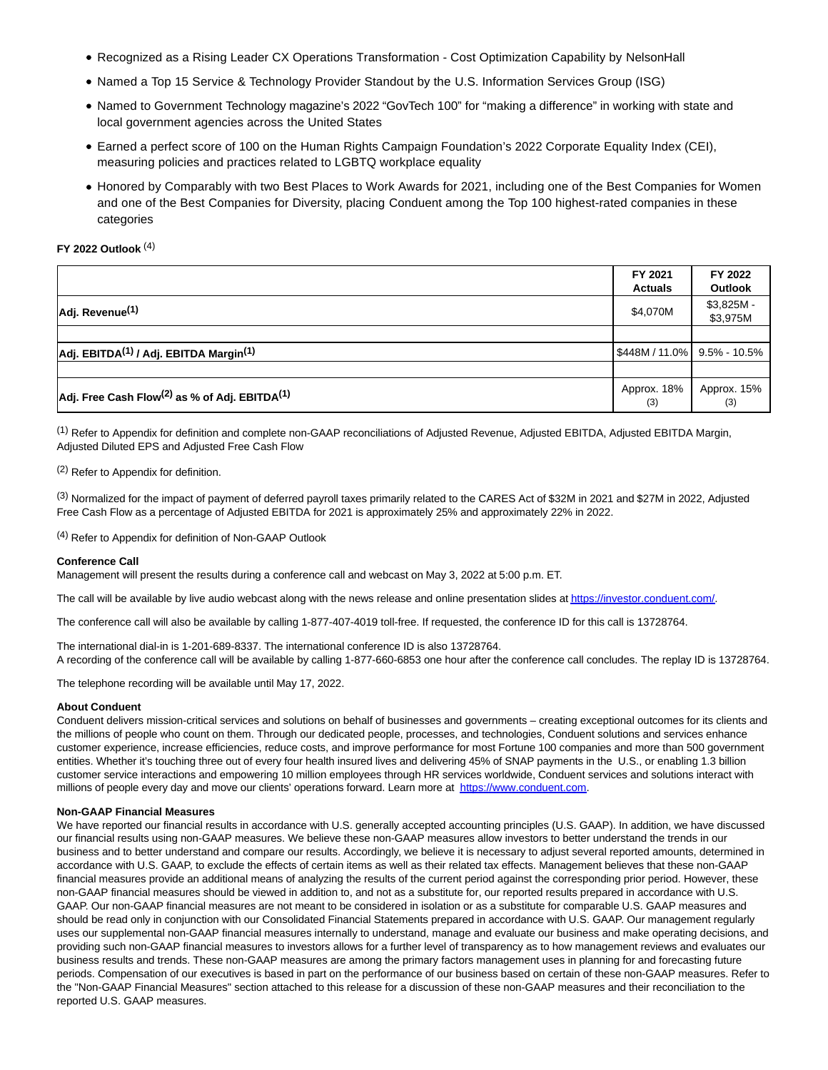- Recognized as a Rising Leader CX Operations Transformation - Cost Optimization Capability by NelsonHall
- Named a Top 15 Service & Technology Provider Standout by the U.S. Information Services Group (ISG)
- Named to Government Technology magazine's 2022 "GovTech 100" for "making a difference" in working with state and local government agencies across the United States
- Earned a perfect score of 100 on the Human Rights Campaign Foundation's 2022 Corporate Equality Index (CEI), measuring policies and practices related to LGBTQ workplace equality
- Honored by Comparably with two Best Places to Work Awards for 2021, including one of the Best Companies for Women and one of the Best Companies for Diversity, placing Conduent among the Top 100 highest-rated companies in these categories

**FY 2022 Outlook** (4)

| | FY 2021 Actuals | FY 2022 Outlook |
|---|---|---|
| **Adj. Revenue(1)** | $4,070M | $3,825M - $3,975M |
| | | |
| **Adj. EBITDA(1) / Adj. EBITDA Margin(1)** | $448M / 11.0% | 9.5% - 10.5% |
| | | |
| **Adj. Free Cash Flow(2) as % of Adj. EBITDA(1)** | Approx. 18% (3) | Approx. 15% (3) |

(1) Refer to Appendix for definition and complete non-GAAP reconciliations of Adjusted Revenue, Adjusted EBITDA, Adjusted EBITDA Margin, Adjusted Diluted EPS and Adjusted Free Cash Flow

(2) Refer to Appendix for definition.

(3) Normalized for the impact of payment of deferred payroll taxes primarily related to the CARES Act of $32M in 2021 and $27M in 2022, Adjusted Free Cash Flow as a percentage of Adjusted EBITDA for 2021 is approximately 25% and approximately 22% in 2022.

(4) Refer to Appendix for definition of Non-GAAP Outlook

**Conference Call**

Management will present the results during a conference call and webcast on May 3, 2022 at 5:00 p.m. ET.

The call will be available by live audio webcast along with the news release and online presentation slides at https://investor.conduent.com/.

The conference call will also be available by calling 1-877-407-4019 toll-free. If requested, the conference ID for this call is 13728764.

The international dial-in is 1-201-689-8337. The international conference ID is also 13728764.
A recording of the conference call will be available by calling 1-877-660-6853 one hour after the conference call concludes. The replay ID is 13728764.

The telephone recording will be available until May 17, 2022.

**About Conduent**

Conduent delivers mission-critical services and solutions on behalf of businesses and governments – creating exceptional outcomes for its clients and the millions of people who count on them. Through our dedicated people, processes, and technologies, Conduent solutions and services enhance customer experience, increase efficiencies, reduce costs, and improve performance for most Fortune 100 companies and more than 500 government entities. Whether it's touching three out of every four health insured lives and delivering 45% of SNAP payments in the U.S., or enabling 1.3 billion customer service interactions and empowering 10 million employees through HR services worldwide, Conduent services and solutions interact with millions of people every day and move our clients' operations forward. Learn more at https://www.conduent.com.

**Non-GAAP Financial Measures**

We have reported our financial results in accordance with U.S. generally accepted accounting principles (U.S. GAAP). In addition, we have discussed our financial results using non-GAAP measures. We believe these non-GAAP measures allow investors to better understand the trends in our business and to better understand and compare our results. Accordingly, we believe it is necessary to adjust several reported amounts, determined in accordance with U.S. GAAP, to exclude the effects of certain items as well as their related tax effects. Management believes that these non-GAAP financial measures provide an additional means of analyzing the results of the current period against the corresponding prior period. However, these non-GAAP financial measures should be viewed in addition to, and not as a substitute for, our reported results prepared in accordance with U.S. GAAP. Our non-GAAP financial measures are not meant to be considered in isolation or as a substitute for comparable U.S. GAAP measures and should be read only in conjunction with our Consolidated Financial Statements prepared in accordance with U.S. GAAP. Our management regularly uses our supplemental non-GAAP financial measures internally to understand, manage and evaluate our business and make operating decisions, and providing such non-GAAP financial measures to investors allows for a further level of transparency as to how management reviews and evaluates our business results and trends. These non-GAAP measures are among the primary factors management uses in planning for and forecasting future periods. Compensation of our executives is based in part on the performance of our business based on certain of these non-GAAP measures. Refer to the "Non-GAAP Financial Measures" section attached to this release for a discussion of these non-GAAP measures and their reconciliation to the reported U.S. GAAP measures.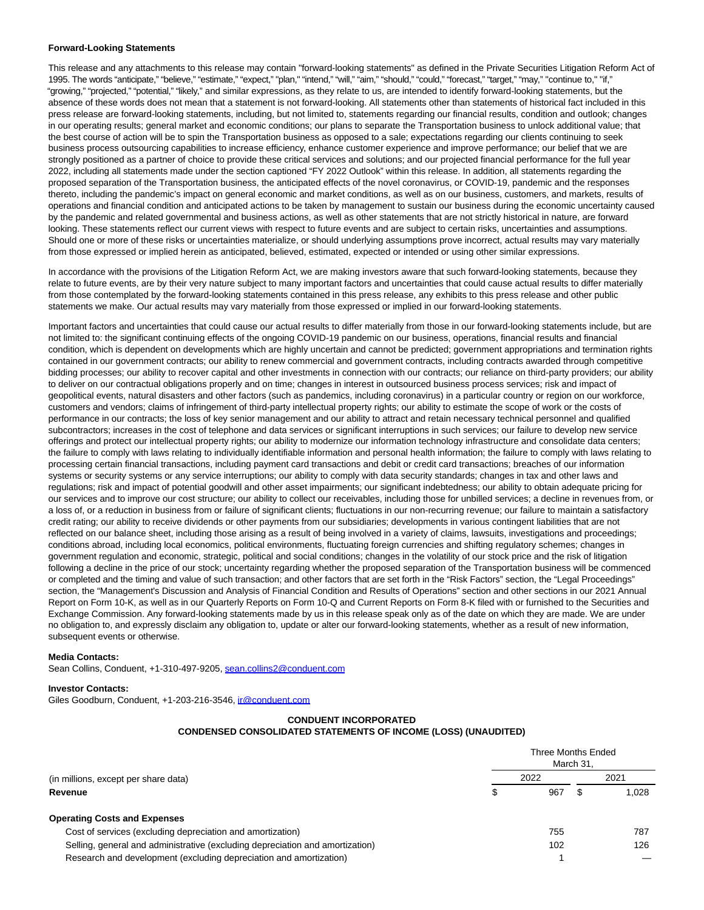**Forward-Looking Statements**

This release and any attachments to this release may contain "forward-looking statements" as defined in the Private Securities Litigation Reform Act of 1995. The words "anticipate," "believe," "estimate," "expect," "plan," "intend," "will," "aim," "should," "could," "forecast," "target," "may," "continue to," "if," "growing," "projected," "potential," "likely," and similar expressions, as they relate to us, are intended to identify forward-looking statements, but the absence of these words does not mean that a statement is not forward-looking. All statements other than statements of historical fact included in this press release are forward-looking statements, including, but not limited to, statements regarding our financial results, condition and outlook; changes in our operating results; general market and economic conditions; our plans to separate the Transportation business to unlock additional value; that the best course of action will be to spin the Transportation business as opposed to a sale; expectations regarding our clients continuing to seek business process outsourcing capabilities to increase efficiency, enhance customer experience and improve performance; our belief that we are strongly positioned as a partner of choice to provide these critical services and solutions; and our projected financial performance for the full year 2022, including all statements made under the section captioned "FY 2022 Outlook" within this release. In addition, all statements regarding the proposed separation of the Transportation business, the anticipated effects of the novel coronavirus, or COVID-19, pandemic and the responses thereto, including the pandemic's impact on general economic and market conditions, as well as on our business, customers, and markets, results of operations and financial condition and anticipated actions to be taken by management to sustain our business during the economic uncertainty caused by the pandemic and related governmental and business actions, as well as other statements that are not strictly historical in nature, are forward looking. These statements reflect our current views with respect to future events and are subject to certain risks, uncertainties and assumptions. Should one or more of these risks or uncertainties materialize, or should underlying assumptions prove incorrect, actual results may vary materially from those expressed or implied herein as anticipated, believed, estimated, expected or intended or using other similar expressions.

In accordance with the provisions of the Litigation Reform Act, we are making investors aware that such forward-looking statements, because they relate to future events, are by their very nature subject to many important factors and uncertainties that could cause actual results to differ materially from those contemplated by the forward-looking statements contained in this press release, any exhibits to this press release and other public statements we make. Our actual results may vary materially from those expressed or implied in our forward-looking statements.

Important factors and uncertainties that could cause our actual results to differ materially from those in our forward-looking statements include, but are not limited to: the significant continuing effects of the ongoing COVID-19 pandemic on our business, operations, financial results and financial condition, which is dependent on developments which are highly uncertain and cannot be predicted; government appropriations and termination rights contained in our government contracts; our ability to renew commercial and government contracts, including contracts awarded through competitive bidding processes; our ability to recover capital and other investments in connection with our contracts; our reliance on third-party providers; our ability to deliver on our contractual obligations properly and on time; changes in interest in outsourced business process services; risk and impact of geopolitical events, natural disasters and other factors (such as pandemics, including coronavirus) in a particular country or region on our workforce, customers and vendors; claims of infringement of third-party intellectual property rights; our ability to estimate the scope of work or the costs of performance in our contracts; the loss of key senior management and our ability to attract and retain necessary technical personnel and qualified subcontractors; increases in the cost of telephone and data services or significant interruptions in such services; our failure to develop new service offerings and protect our intellectual property rights; our ability to modernize our information technology infrastructure and consolidate data centers; the failure to comply with laws relating to individually identifiable information and personal health information; the failure to comply with laws relating to processing certain financial transactions, including payment card transactions and debit or credit card transactions; breaches of our information systems or security systems or any service interruptions; our ability to comply with data security standards; changes in tax and other laws and regulations; risk and impact of potential goodwill and other asset impairments; our significant indebtedness; our ability to obtain adequate pricing for our services and to improve our cost structure; our ability to collect our receivables, including those for unbilled services; a decline in revenues from, or a loss of, or a reduction in business from or failure of significant clients; fluctuations in our non-recurring revenue; our failure to maintain a satisfactory credit rating; our ability to receive dividends or other payments from our subsidiaries; developments in various contingent liabilities that are not reflected on our balance sheet, including those arising as a result of being involved in a variety of claims, lawsuits, investigations and proceedings; conditions abroad, including local economics, political environments, fluctuating foreign currencies and shifting regulatory schemes; changes in government regulation and economic, strategic, political and social conditions; changes in the volatility of our stock price and the risk of litigation following a decline in the price of our stock; uncertainty regarding whether the proposed separation of the Transportation business will be commenced or completed and the timing and value of such transaction; and other factors that are set forth in the "Risk Factors" section, the "Legal Proceedings" section, the "Management's Discussion and Analysis of Financial Condition and Results of Operations" section and other sections in our 2021 Annual Report on Form 10-K, as well as in our Quarterly Reports on Form 10-Q and Current Reports on Form 8-K filed with or furnished to the Securities and Exchange Commission. Any forward-looking statements made by us in this release speak only as of the date on which they are made. We are under no obligation to, and expressly disclaim any obligation to, update or alter our forward-looking statements, whether as a result of new information, subsequent events or otherwise.

**Media Contacts:**
Sean Collins, Conduent, +1-310-497-9205, sean.collins2@conduent.com

**Investor Contacts:**
Giles Goodburn, Conduent, +1-203-216-3546, ir@conduent.com

**CONDUENT INCORPORATED**
**CONDENSED CONSOLIDATED STATEMENTS OF INCOME (LOSS) (UNAUDITED)**

| (in millions, except per share data) | Three Months Ended March 31, 2022 | 2021 |
|---|---|---|
| **Revenue** | $ 967 | $ 1,028 |
| **Operating Costs and Expenses** | | |
| Cost of services (excluding depreciation and amortization) | 755 | 787 |
| Selling, general and administrative (excluding depreciation and amortization) | 102 | 126 |
| Research and development (excluding depreciation and amortization) | 1 | — |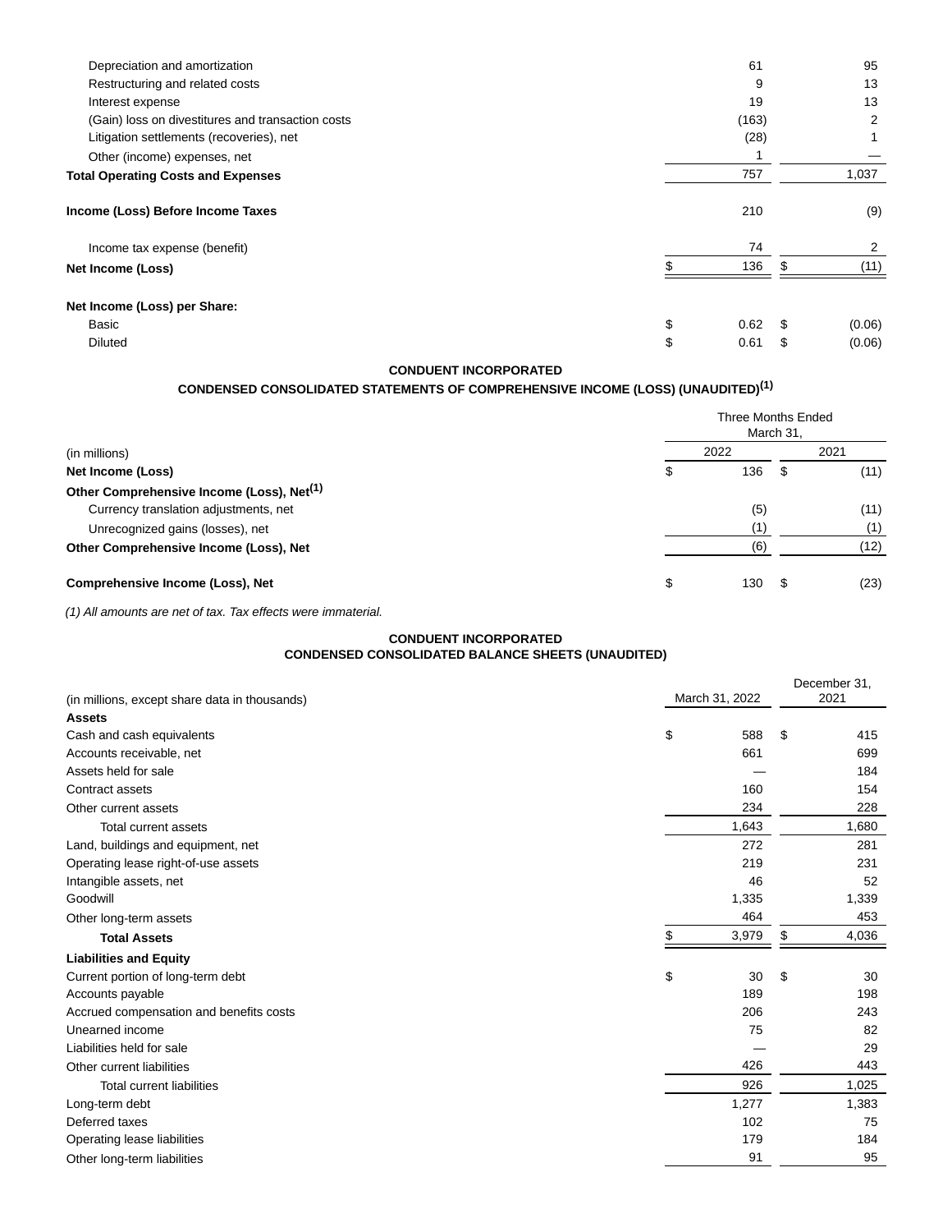| | | |
|---|---|---|
| Depreciation and amortization | 61 | 95 |
| Restructuring and related costs | 9 | 13 |
| Interest expense | 19 | 13 |
| (Gain) loss on divestitures and transaction costs | (163) | 2 |
| Litigation settlements (recoveries), net | (28) | 1 |
| Other (income) expenses, net | 1 | — |
| **Total Operating Costs and Expenses** | 757 | 1,037 |
| **Income (Loss) Before Income Taxes** | 210 | (9) |
| Income tax expense (benefit) | 74 | 2 |
| **Net Income (Loss)** | $ 136 | $ (11) |
| **Net Income (Loss) per Share:** | | |
| Basic | $ 0.62 | $ (0.06) |
| Diluted | $ 0.61 | $ (0.06) |

**CONDUENT INCORPORATED**

**CONDENSED CONSOLIDATED STATEMENTS OF COMPREHENSIVE INCOME (LOSS) (UNAUDITED)[(1)]**

| (in millions) | Three Months Ended March 31, 2022 | 2021 |
|---|---|---|
| **Net Income (Loss)** | $ 136 | $ (11) |
| **Other Comprehensive Income (Loss), Net[(1)]** | | |
| Currency translation adjustments, net | (5) | (11) |
| Unrecognized gains (losses), net | (1) | (1) |
| **Other Comprehensive Income (Loss), Net** | (6) | (12) |
| **Comprehensive Income (Loss), Net** | $ 130 | $ (23) |

*(1) All amounts are net of tax. Tax effects were immaterial.*

**CONDUENT INCORPORATED**
**CONDENSED CONSOLIDATED BALANCE SHEETS (UNAUDITED)**

| (in millions, except share data in thousands) | March 31, 2022 | December 31, 2021 |
|---|---|---|
| **Assets** | | |
| Cash and cash equivalents | $ 588 | $ 415 |
| Accounts receivable, net | 661 | 699 |
| Assets held for sale | — | 184 |
| Contract assets | 160 | 154 |
| Other current assets | 234 | 228 |
| Total current assets | 1,643 | 1,680 |
| Land, buildings and equipment, net | 272 | 281 |
| Operating lease right-of-use assets | 219 | 231 |
| Intangible assets, net | 46 | 52 |
| Goodwill | 1,335 | 1,339 |
| Other long-term assets | 464 | 453 |
| **Total Assets** | $ 3,979 | $ 4,036 |
| **Liabilities and Equity** | | |
| Current portion of long-term debt | $ 30 | $ 30 |
| Accounts payable | 189 | 198 |
| Accrued compensation and benefits costs | 206 | 243 |
| Unearned income | 75 | 82 |
| Liabilities held for sale | — | 29 |
| Other current liabilities | 426 | 443 |
| Total current liabilities | 926 | 1,025 |
| Long-term debt | 1,277 | 1,383 |
| Deferred taxes | 102 | 75 |
| Operating lease liabilities | 179 | 184 |
| Other long-term liabilities | 91 | 95 |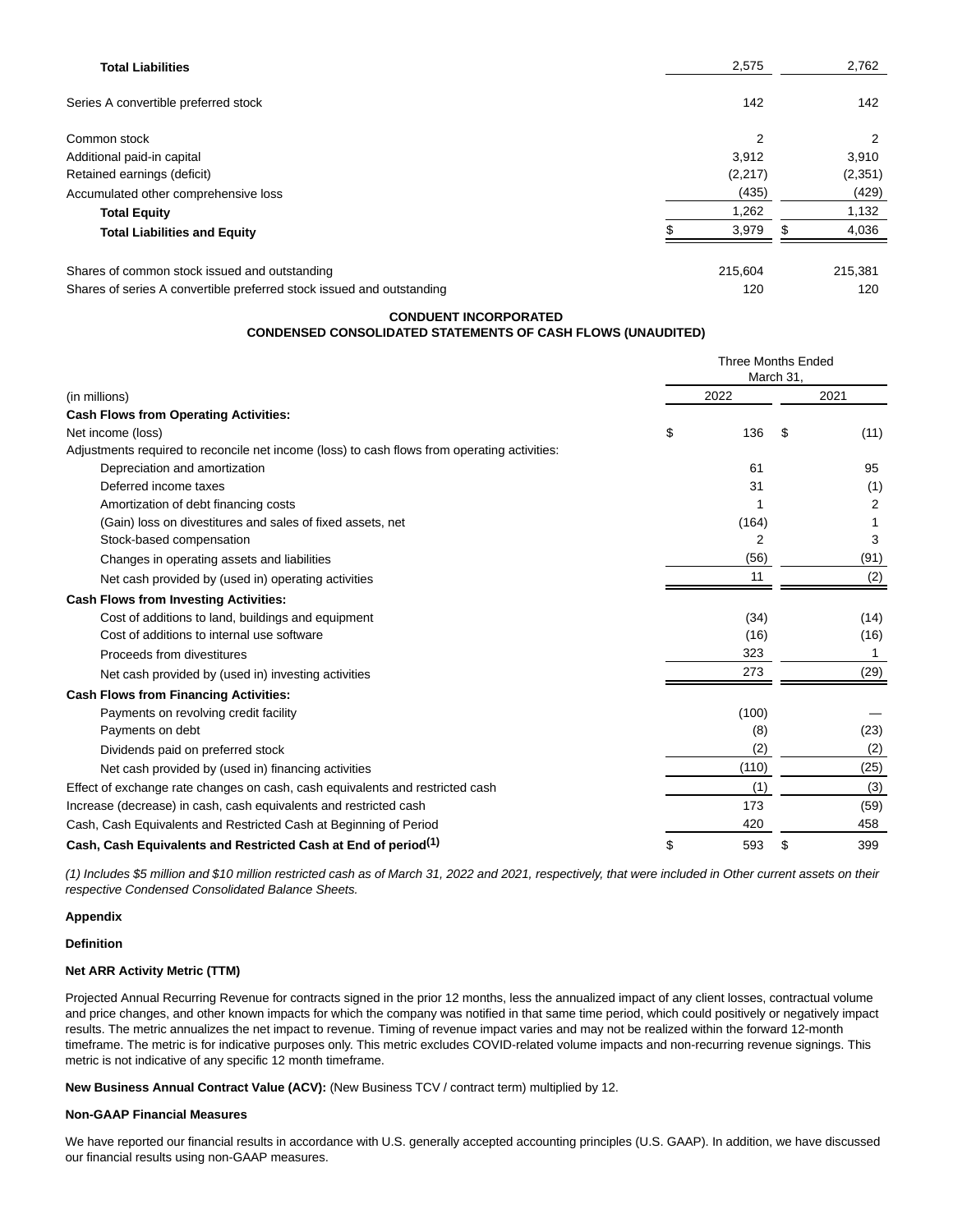| | | |
|---|---|---|
| **Total Liabilities** | 2,575 | 2,762 |
| Series A convertible preferred stock | 142 | 142 |
| Common stock | 2 | 2 |
| Additional paid-in capital | 3,912 | 3,910 |
| Retained earnings (deficit) | (2,217) | (2,351) |
| Accumulated other comprehensive loss | (435) | (429) |
| **Total Equity** | 1,262 | 1,132 |
| **Total Liabilities and Equity** | $ 3,979 | $ 4,036 |
| Shares of common stock issued and outstanding | 215,604 | 215,381 |
| Shares of series A convertible preferred stock issued and outstanding | 120 | 120 |

**CONDUENT INCORPORATED**

**CONDENSED CONSOLIDATED STATEMENTS OF CASH FLOWS (UNAUDITED)**

| | Three Months Ended March 31, | |
|---|---|---|
| (in millions) | 2022 | 2021 |
| **Cash Flows from Operating Activities:** | | |
| Net income (loss) | $ 136 | $ (11) |
| Adjustments required to reconcile net income (loss) to cash flows from operating activities: | | |
| Depreciation and amortization | 61 | 95 |
| Deferred income taxes | 31 | (1) |
| Amortization of debt financing costs | 1 | 2 |
| (Gain) loss on divestitures and sales of fixed assets, net | (164) | 1 |
| Stock-based compensation | 2 | 3 |
| Changes in operating assets and liabilities | (56) | (91) |
| Net cash provided by (used in) operating activities | 11 | (2) |
| **Cash Flows from Investing Activities:** | | |
| Cost of additions to land, buildings and equipment | (34) | (14) |
| Cost of additions to internal use software | (16) | (16) |
| Proceeds from divestitures | 323 | 1 |
| Net cash provided by (used in) investing activities | 273 | (29) |
| **Cash Flows from Financing Activities:** | | |
| Payments on revolving credit facility | (100) | — |
| Payments on debt | (8) | (23) |
| Dividends paid on preferred stock | (2) | (2) |
| Net cash provided by (used in) financing activities | (110) | (25) |
| Effect of exchange rate changes on cash, cash equivalents and restricted cash | (1) | (3) |
| Increase (decrease) in cash, cash equivalents and restricted cash | 173 | (59) |
| Cash, Cash Equivalents and Restricted Cash at Beginning of Period | 420 | 458 |
| **Cash, Cash Equivalents and Restricted Cash at End of period(1)** | $ 593 | $ 399 |

*(1) Includes $5 million and $10 million restricted cash as of March 31, 2022 and 2021, respectively, that were included in Other current assets on their respective Condensed Consolidated Balance Sheets.*

**Appendix**

**Definition**

**Net ARR Activity Metric (TTM)**

Projected Annual Recurring Revenue for contracts signed in the prior 12 months, less the annualized impact of any client losses, contractual volume and price changes, and other known impacts for which the company was notified in that same time period, which could positively or negatively impact results. The metric annualizes the net impact to revenue. Timing of revenue impact varies and may not be realized within the forward 12-month timeframe. The metric is for indicative purposes only. This metric excludes COVID-related volume impacts and non-recurring revenue signings. This metric is not indicative of any specific 12 month timeframe.

**New Business Annual Contract Value (ACV):** (New Business TCV / contract term) multiplied by 12.

**Non-GAAP Financial Measures**

We have reported our financial results in accordance with U.S. generally accepted accounting principles (U.S. GAAP). In addition, we have discussed our financial results using non-GAAP measures.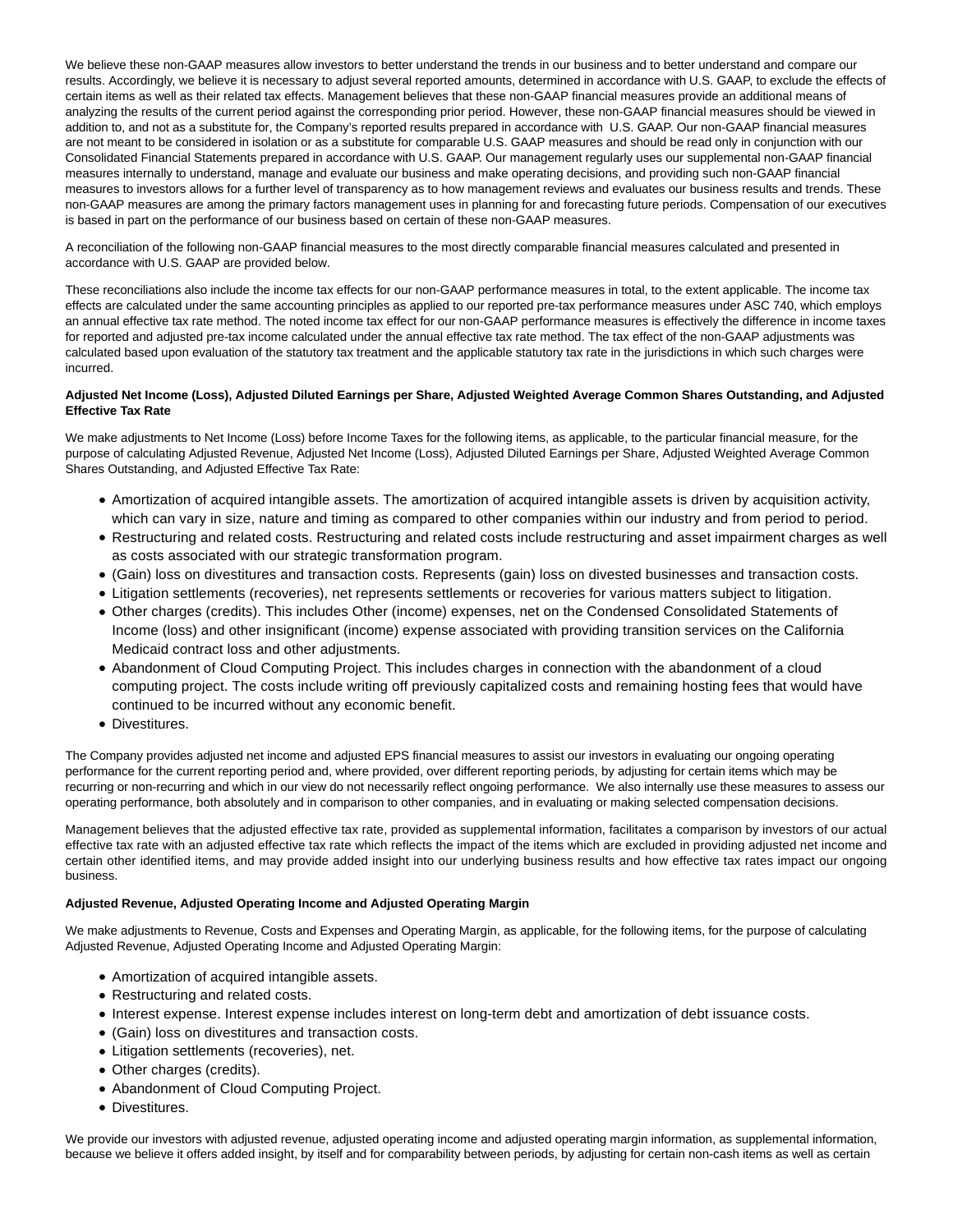We believe these non-GAAP measures allow investors to better understand the trends in our business and to better understand and compare our results. Accordingly, we believe it is necessary to adjust several reported amounts, determined in accordance with U.S. GAAP, to exclude the effects of certain items as well as their related tax effects. Management believes that these non-GAAP financial measures provide an additional means of analyzing the results of the current period against the corresponding prior period. However, these non-GAAP financial measures should be viewed in addition to, and not as a substitute for, the Company's reported results prepared in accordance with U.S. GAAP. Our non-GAAP financial measures are not meant to be considered in isolation or as a substitute for comparable U.S. GAAP measures and should be read only in conjunction with our Consolidated Financial Statements prepared in accordance with U.S. GAAP. Our management regularly uses our supplemental non-GAAP financial measures internally to understand, manage and evaluate our business and make operating decisions, and providing such non-GAAP financial measures to investors allows for a further level of transparency as to how management reviews and evaluates our business results and trends. These non-GAAP measures are among the primary factors management uses in planning for and forecasting future periods. Compensation of our executives is based in part on the performance of our business based on certain of these non-GAAP measures.

A reconciliation of the following non-GAAP financial measures to the most directly comparable financial measures calculated and presented in accordance with U.S. GAAP are provided below.

These reconciliations also include the income tax effects for our non-GAAP performance measures in total, to the extent applicable. The income tax effects are calculated under the same accounting principles as applied to our reported pre-tax performance measures under ASC 740, which employs an annual effective tax rate method. The noted income tax effect for our non-GAAP performance measures is effectively the difference in income taxes for reported and adjusted pre-tax income calculated under the annual effective tax rate method. The tax effect of the non-GAAP adjustments was calculated based upon evaluation of the statutory tax treatment and the applicable statutory tax rate in the jurisdictions in which such charges were incurred.

**Adjusted Net Income (Loss), Adjusted Diluted Earnings per Share, Adjusted Weighted Average Common Shares Outstanding, and Adjusted Effective Tax Rate**

We make adjustments to Net Income (Loss) before Income Taxes for the following items, as applicable, to the particular financial measure, for the purpose of calculating Adjusted Revenue, Adjusted Net Income (Loss), Adjusted Diluted Earnings per Share, Adjusted Weighted Average Common Shares Outstanding, and Adjusted Effective Tax Rate:

- Amortization of acquired intangible assets. The amortization of acquired intangible assets is driven by acquisition activity, which can vary in size, nature and timing as compared to other companies within our industry and from period to period.
- Restructuring and related costs. Restructuring and related costs include restructuring and asset impairment charges as well as costs associated with our strategic transformation program.
- (Gain) loss on divestitures and transaction costs. Represents (gain) loss on divested businesses and transaction costs.
- Litigation settlements (recoveries), net represents settlements or recoveries for various matters subject to litigation.
- Other charges (credits). This includes Other (income) expenses, net on the Condensed Consolidated Statements of Income (loss) and other insignificant (income) expense associated with providing transition services on the California Medicaid contract loss and other adjustments.
- Abandonment of Cloud Computing Project. This includes charges in connection with the abandonment of a cloud computing project. The costs include writing off previously capitalized costs and remaining hosting fees that would have continued to be incurred without any economic benefit.
- Divestitures.

The Company provides adjusted net income and adjusted EPS financial measures to assist our investors in evaluating our ongoing operating performance for the current reporting period and, where provided, over different reporting periods, by adjusting for certain items which may be recurring or non-recurring and which in our view do not necessarily reflect ongoing performance. We also internally use these measures to assess our operating performance, both absolutely and in comparison to other companies, and in evaluating or making selected compensation decisions.

Management believes that the adjusted effective tax rate, provided as supplemental information, facilitates a comparison by investors of our actual effective tax rate with an adjusted effective tax rate which reflects the impact of the items which are excluded in providing adjusted net income and certain other identified items, and may provide added insight into our underlying business results and how effective tax rates impact our ongoing business.

**Adjusted Revenue, Adjusted Operating Income and Adjusted Operating Margin**

We make adjustments to Revenue, Costs and Expenses and Operating Margin, as applicable, for the following items, for the purpose of calculating Adjusted Revenue, Adjusted Operating Income and Adjusted Operating Margin:

- Amortization of acquired intangible assets.
- Restructuring and related costs.
- Interest expense. Interest expense includes interest on long-term debt and amortization of debt issuance costs.
- (Gain) loss on divestitures and transaction costs.
- Litigation settlements (recoveries), net.
- Other charges (credits).
- Abandonment of Cloud Computing Project.
- Divestitures.

We provide our investors with adjusted revenue, adjusted operating income and adjusted operating margin information, as supplemental information, because we believe it offers added insight, by itself and for comparability between periods, by adjusting for certain non-cash items as well as certain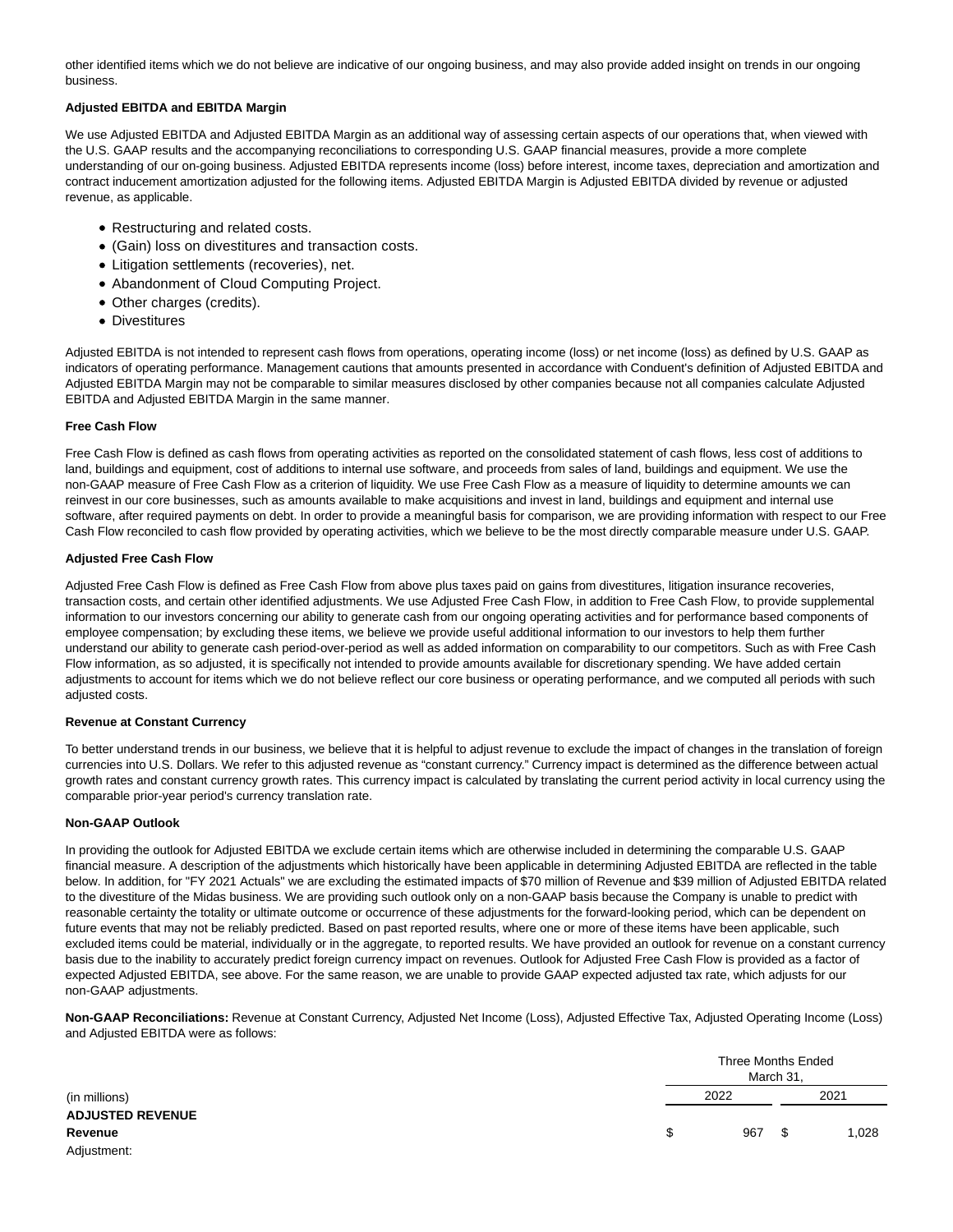other identified items which we do not believe are indicative of our ongoing business, and may also provide added insight on trends in our ongoing business.

**Adjusted EBITDA and EBITDA Margin**

We use Adjusted EBITDA and Adjusted EBITDA Margin as an additional way of assessing certain aspects of our operations that, when viewed with the U.S. GAAP results and the accompanying reconciliations to corresponding U.S. GAAP financial measures, provide a more complete understanding of our on-going business. Adjusted EBITDA represents income (loss) before interest, income taxes, depreciation and amortization and contract inducement amortization adjusted for the following items. Adjusted EBITDA Margin is Adjusted EBITDA divided by revenue or adjusted revenue, as applicable.

- Restructuring and related costs.
- (Gain) loss on divestitures and transaction costs.
- Litigation settlements (recoveries), net.
- Abandonment of Cloud Computing Project.
- Other charges (credits).
- Divestitures

Adjusted EBITDA is not intended to represent cash flows from operations, operating income (loss) or net income (loss) as defined by U.S. GAAP as indicators of operating performance. Management cautions that amounts presented in accordance with Conduent's definition of Adjusted EBITDA and Adjusted EBITDA Margin may not be comparable to similar measures disclosed by other companies because not all companies calculate Adjusted EBITDA and Adjusted EBITDA Margin in the same manner.

**Free Cash Flow**

Free Cash Flow is defined as cash flows from operating activities as reported on the consolidated statement of cash flows, less cost of additions to land, buildings and equipment, cost of additions to internal use software, and proceeds from sales of land, buildings and equipment. We use the non-GAAP measure of Free Cash Flow as a criterion of liquidity. We use Free Cash Flow as a measure of liquidity to determine amounts we can reinvest in our core businesses, such as amounts available to make acquisitions and invest in land, buildings and equipment and internal use software, after required payments on debt. In order to provide a meaningful basis for comparison, we are providing information with respect to our Free Cash Flow reconciled to cash flow provided by operating activities, which we believe to be the most directly comparable measure under U.S. GAAP.

**Adjusted Free Cash Flow**

Adjusted Free Cash Flow is defined as Free Cash Flow from above plus taxes paid on gains from divestitures, litigation insurance recoveries, transaction costs, and certain other identified adjustments. We use Adjusted Free Cash Flow, in addition to Free Cash Flow, to provide supplemental information to our investors concerning our ability to generate cash from our ongoing operating activities and for performance based components of employee compensation; by excluding these items, we believe we provide useful additional information to our investors to help them further understand our ability to generate cash period-over-period as well as added information on comparability to our competitors. Such as with Free Cash Flow information, as so adjusted, it is specifically not intended to provide amounts available for discretionary spending. We have added certain adjustments to account for items which we do not believe reflect our core business or operating performance, and we computed all periods with such adjusted costs.

**Revenue at Constant Currency**

To better understand trends in our business, we believe that it is helpful to adjust revenue to exclude the impact of changes in the translation of foreign currencies into U.S. Dollars. We refer to this adjusted revenue as "constant currency." Currency impact is determined as the difference between actual growth rates and constant currency growth rates. This currency impact is calculated by translating the current period activity in local currency using the comparable prior-year period's currency translation rate.

**Non-GAAP Outlook**

In providing the outlook for Adjusted EBITDA we exclude certain items which are otherwise included in determining the comparable U.S. GAAP financial measure. A description of the adjustments which historically have been applicable in determining Adjusted EBITDA are reflected in the table below. In addition, for "FY 2021 Actuals" we are excluding the estimated impacts of $70 million of Revenue and $39 million of Adjusted EBITDA related to the divestiture of the Midas business. We are providing such outlook only on a non-GAAP basis because the Company is unable to predict with reasonable certainty the totality or ultimate outcome or occurrence of these adjustments for the forward-looking period, which can be dependent on future events that may not be reliably predicted. Based on past reported results, where one or more of these items have been applicable, such excluded items could be material, individually or in the aggregate, to reported results. We have provided an outlook for revenue on a constant currency basis due to the inability to accurately predict foreign currency impact on revenues. Outlook for Adjusted Free Cash Flow is provided as a factor of expected Adjusted EBITDA, see above. For the same reason, we are unable to provide GAAP expected adjusted tax rate, which adjusts for our non-GAAP adjustments.

**Non-GAAP Reconciliations:** Revenue at Constant Currency, Adjusted Net Income (Loss), Adjusted Effective Tax, Adjusted Operating Income (Loss) and Adjusted EBITDA were as follows:

| | Three Months Ended March 31, | |
|---|---|---|
| (in millions) | 2022 | 2021 |
| **ADJUSTED REVENUE** | | |
| **Revenue** | $ 967 | $ 1,028 |
| Adjustment: | | |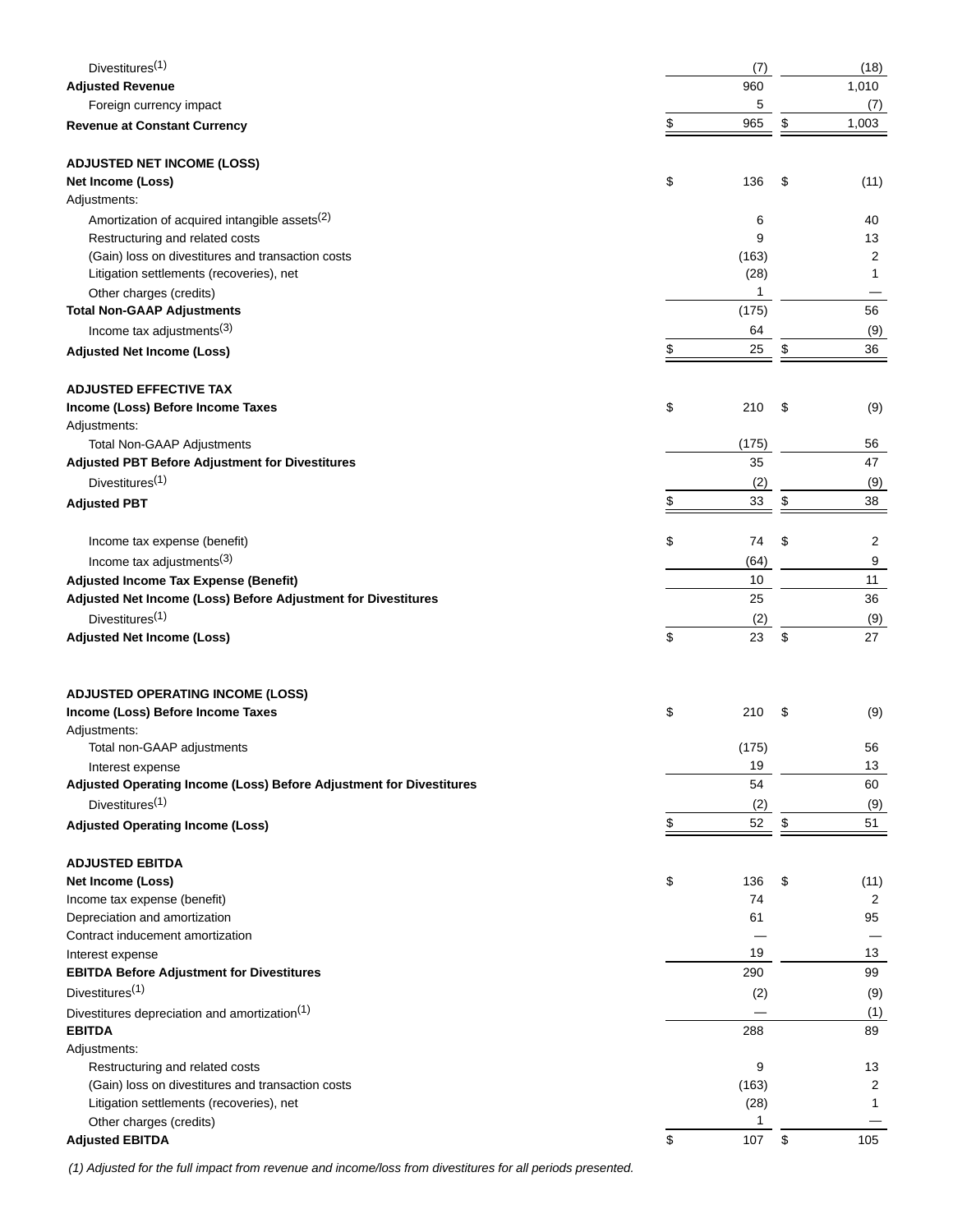| | | |
|---|---|---|
| Divestitures[1] | (7) | (18) |
| **Adjusted Revenue** | 960 | 1,010 |
| Foreign currency impact | 5 | (7) |
| **Revenue at Constant Currency** | $ 965 | $ 1,003 |
| | | |
| **ADJUSTED NET INCOME (LOSS)** | | |
| **Net Income (Loss)** | $ 136 | $ (11) |
| Adjustments: | | |
| Amortization of acquired intangible assets[2] | 6 | 40 |
| Restructuring and related costs | 9 | 13 |
| (Gain) loss on divestitures and transaction costs | (163) | 2 |
| Litigation settlements (recoveries), net | (28) | 1 |
| Other charges (credits) | 1 | — |
| **Total Non-GAAP Adjustments** | (175) | 56 |
| Income tax adjustments[3] | 64 | (9) |
| **Adjusted Net Income (Loss)** | $ 25 | $ 36 |
| | | |
| **ADJUSTED EFFECTIVE TAX** | | |
| **Income (Loss) Before Income Taxes** | $ 210 | $ (9) |
| Adjustments: | | |
| Total Non-GAAP Adjustments | (175) | 56 |
| **Adjusted PBT Before Adjustment for Divestitures** | 35 | 47 |
| Divestitures[1] | (2) | (9) |
| **Adjusted PBT** | $ 33 | $ 38 |
| | | |
| Income tax expense (benefit) | $ 74 | $ 2 |
| Income tax adjustments[3] | (64) | 9 |
| **Adjusted Income Tax Expense (Benefit)** | 10 | 11 |
| **Adjusted Net Income (Loss) Before Adjustment for Divestitures** | 25 | 36 |
| Divestitures[1] | (2) | (9) |
| **Adjusted Net Income (Loss)** | $ 23 | $ 27 |
| | | |
| **ADJUSTED OPERATING INCOME (LOSS)** | | |
| **Income (Loss) Before Income Taxes** | $ 210 | $ (9) |
| Adjustments: | | |
| Total non-GAAP adjustments | (175) | 56 |
| Interest expense | 19 | 13 |
| **Adjusted Operating Income (Loss) Before Adjustment for Divestitures** | 54 | 60 |
| Divestitures[1] | (2) | (9) |
| **Adjusted Operating Income (Loss)** | $ 52 | $ 51 |
| | | |
| **ADJUSTED EBITDA** | | |
| **Net Income (Loss)** | $ 136 | $ (11) |
| Income tax expense (benefit) | 74 | 2 |
| Depreciation and amortization | 61 | 95 |
| Contract inducement amortization | — | — |
| Interest expense | 19 | 13 |
| **EBITDA Before Adjustment for Divestitures** | 290 | 99 |
| Divestitures[1] | (2) | (9) |
| Divestitures depreciation and amortization[1] | — | (1) |
| **EBITDA** | 288 | 89 |
| Adjustments: | | |
| Restructuring and related costs | 9 | 13 |
| (Gain) loss on divestitures and transaction costs | (163) | 2 |
| Litigation settlements (recoveries), net | (28) | 1 |
| Other charges (credits) | 1 | — |
| **Adjusted EBITDA** | $ 107 | $ 105 |

*(1) Adjusted for the full impact from revenue and income/loss from divestitures for all periods presented.*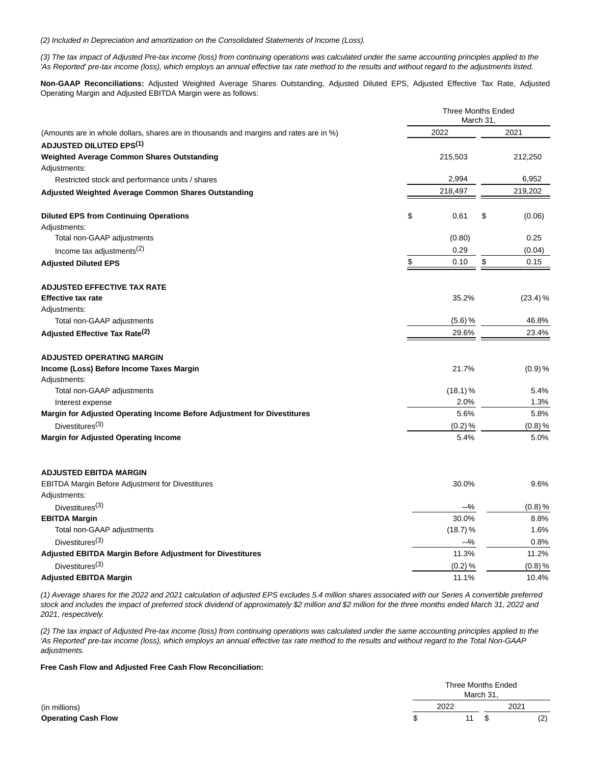*(2) Included in Depreciation and amortization on the Consolidated Statements of Income (Loss).*

*(3) The tax impact of Adjusted Pre-tax income (loss) from continuing operations was calculated under the same accounting principles applied to the 'As Reported' pre-tax income (loss), which employs an annual effective tax rate method to the results and without regard to the adjustments listed.*

**Non-GAAP Reconciliations:** Adjusted Weighted Average Shares Outstanding, Adjusted Diluted EPS, Adjusted Effective Tax Rate, Adjusted Operating Margin and Adjusted EBITDA Margin were as follows:

| | Three Months Ended March 31, | |
|---|---|---|
| (Amounts are in whole dollars, shares are in thousands and margins and rates are in %) | 2022 | 2021 |
| **ADJUSTED DILUTED EPS[1]** | | |
| **Weighted Average Common Shares Outstanding** | 215,503 | 212,250 |
| Adjustments: | | |
| Restricted stock and performance units / shares | 2,994 | 6,952 |
| **Adjusted Weighted Average Common Shares Outstanding** | 218,497 | 219,202 |
| | | |
| **Diluted EPS from Continuing Operations** | $ 0.61 | $ (0.06) |
| Adjustments: | | |
| Total non-GAAP adjustments | (0.80) | 0.25 |
| Income tax adjustments[2] | 0.29 | (0.04) |
| **Adjusted Diluted EPS** | $ 0.10 | $ 0.15 |
| | | |
| **ADJUSTED EFFECTIVE TAX RATE** | | |
| **Effective tax rate** | 35.2% | (23.4) % |
| Adjustments: | | |
| Total non-GAAP adjustments | (5.6) % | 46.8% |
| **Adjusted Effective Tax Rate[2]** | 29.6% | 23.4% |
| | | |
| **ADJUSTED OPERATING MARGIN** | | |
| **Income (Loss) Before Income Taxes Margin** | 21.7% | (0.9) % |
| Adjustments: | | |
| Total non-GAAP adjustments | (18.1) % | 5.4% |
| Interest expense | 2.0% | 1.3% |
| **Margin for Adjusted Operating Income Before Adjustment for Divestitures** | 5.6% | 5.8% |
| Divestitures[3] | (0.2) % | (0.8) % |
| **Margin for Adjusted Operating Income** | 5.4% | 5.0% |
| | | |
| **ADJUSTED EBITDA MARGIN** | | |
| EBITDA Margin Before Adjustment for Divestitures | 30.0% | 9.6% |
| Adjustments: | | |
| Divestitures[3] | —% | (0.8) % |
| **EBITDA Margin** | 30.0% | 8.8% |
| Total non-GAAP adjustments | (18.7) % | 1.6% |
| Divestitures[3] | —% | 0.8% |
| **Adjusted EBITDA Margin Before Adjustment for Divestitures** | 11.3% | 11.2% |
| Divestitures[3] | (0.2) % | (0.8) % |
| **Adjusted EBITDA Margin** | 11.1% | 10.4% |

*(1) Average shares for the 2022 and 2021 calculation of adjusted EPS excludes 5.4 million shares associated with our Series A convertible preferred stock and includes the impact of preferred stock dividend of approximately $2 million and $2 million for the three months ended March 31, 2022 and 2021, respectively.*

*(2) The tax impact of Adjusted Pre-tax income (loss) from continuing operations was calculated under the same accounting principles applied to the 'As Reported' pre-tax income (loss), which employs an annual effective tax rate method to the results and without regard to the Total Non-GAAP adjustments.*

**Free Cash Flow and Adjusted Free Cash Flow Reconciliation:**

| | Three Months Ended March 31, | |
|---|---|---|
| (in millions) | 2022 | 2021 |
| **Operating Cash Flow** | $ 11 | $ (2) |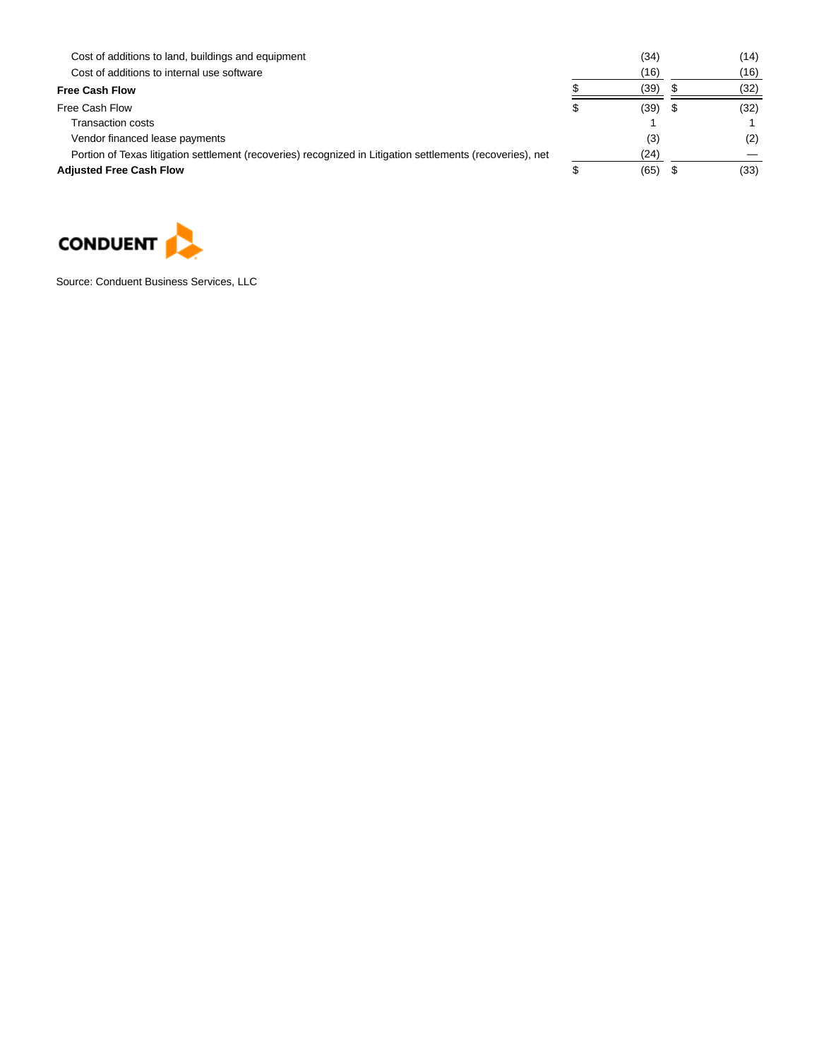| | | |
|---|---|---|
| Cost of additions to land, buildings and equipment | (34) | (14) |
| Cost of additions to internal use software | (16) | (16) |
| **Free Cash Flow** | $ (39) | $ (32) |
| Free Cash Flow | $ (39) | $ (32) |
| Transaction costs | 1 | 1 |
| Vendor financed lease payments | (3) | (2) |
| Portion of Texas litigation settlement (recoveries) recognized in Litigation settlements (recoveries), net | (24) | — |
| **Adjusted Free Cash Flow** | $ (65) | $ (33) |

CONDUENT

Source: Conduent Business Services, LLC